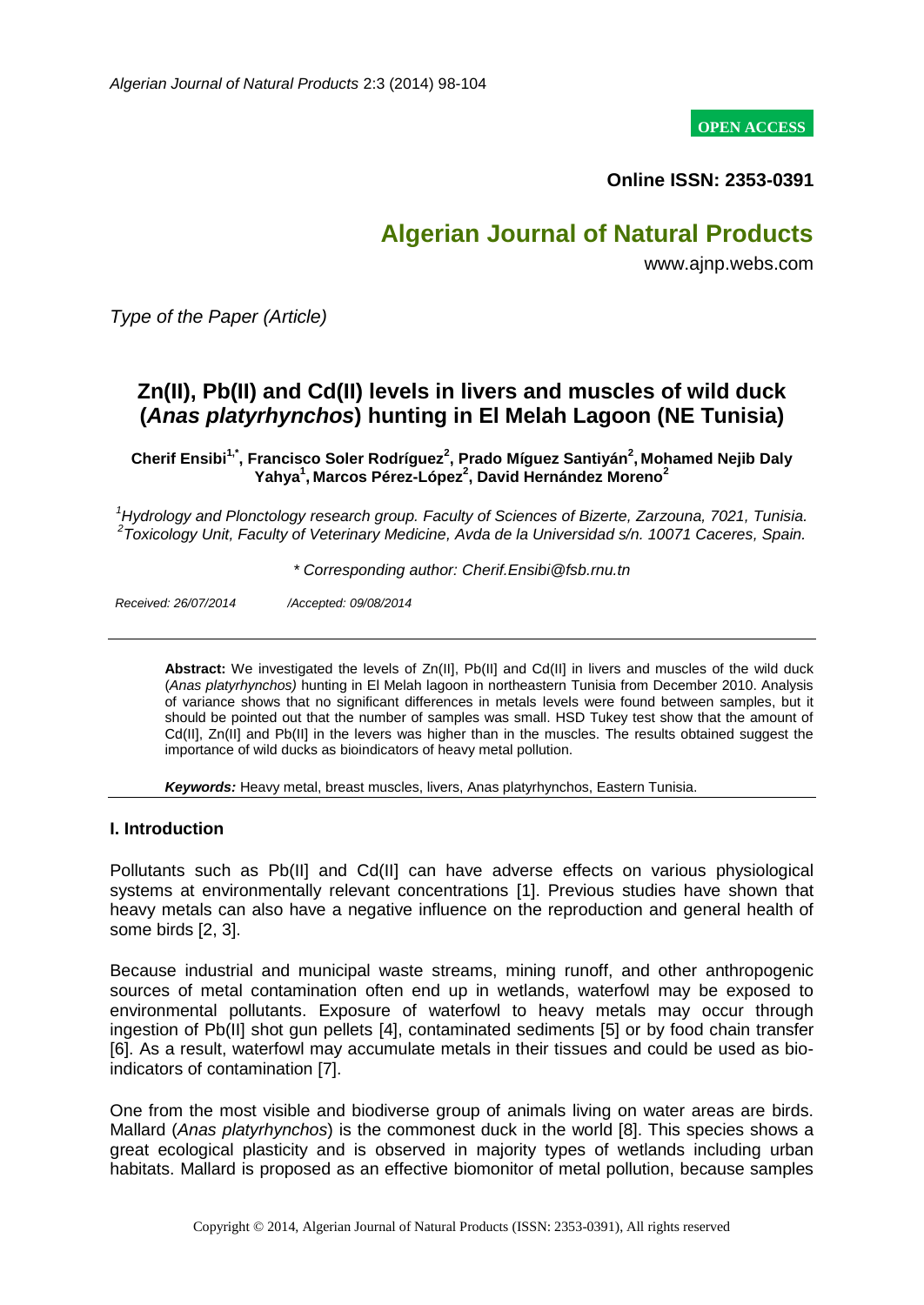**OPEN ACCESS**

**Online ISSN: 2353-0391**

## Algerian Journal of Natural Products

www.ajnp.webs.com

*Type of the Paper (Article)*

# Zn(II), Pb(II) and Cd(II) levels in livers and muscles of wild duck (*Anas platyrhynchos*) hunting in El Melah Lagoon (NE Tunisia)

**Cherif Ensibi[1,*], Francisco Soler Rodríguez[2], Prado Míguez Santiyán[2], Mohamed Nejib Daly Yahya[1], Marcos Pérez-López[2], David Hernández Moreno[2]**

*[1]Hydrology and Plonctology research group. Faculty of Sciences of Bizerte, Zarzouna, 7021, Tunisia.*
*[2]Toxicology Unit, Faculty of Veterinary Medicine, Avda de la Universidad s/n. 10071 Caceres, Spain.*

*\* Corresponding author: Cherif.Ensibi@fsb.rnu.tn*

*Received: 26/07/2014 /Accepted: 09/08/2014*

---

**Abstract:** We investigated the levels of Zn(II], Pb(II] and Cd(II] in livers and muscles of the wild duck (*Anas platyrhynchos)* hunting in El Melah lagoon in northeastern Tunisia from December 2010. Analysis of variance shows that no significant differences in metals levels were found between samples, but it should be pointed out that the number of samples was small. HSD Tukey test show that the amount of Cd(II], Zn(II] and Pb(II] in the levers was higher than in the muscles. The results obtained suggest the importance of wild ducks as bioindicators of heavy metal pollution.

***Keywords:*** Heavy metal, breast muscles, livers, Anas platyrhynchos, Eastern Tunisia.

---

### I. Introduction

Pollutants such as Pb(II] and Cd(II] can have adverse effects on various physiological systems at environmentally relevant concentrations [1]. Previous studies have shown that heavy metals can also have a negative influence on the reproduction and general health of some birds [2, 3].

Because industrial and municipal waste streams, mining runoff, and other anthropogenic sources of metal contamination often end up in wetlands, waterfowl may be exposed to environmental pollutants. Exposure of waterfowl to heavy metals may occur through ingestion of Pb(II] shot gun pellets [4], contaminated sediments [5] or by food chain transfer [6]. As a result, waterfowl may accumulate metals in their tissues and could be used as bio-indicators of contamination [7].

One from the most visible and biodiverse group of animals living on water areas are birds. Mallard (*Anas platyrhynchos*) is the commonest duck in the world [8]. This species shows a great ecological plasticity and is observed in majority types of wetlands including urban habitats. Mallard is proposed as an effective biomonitor of metal pollution, because samples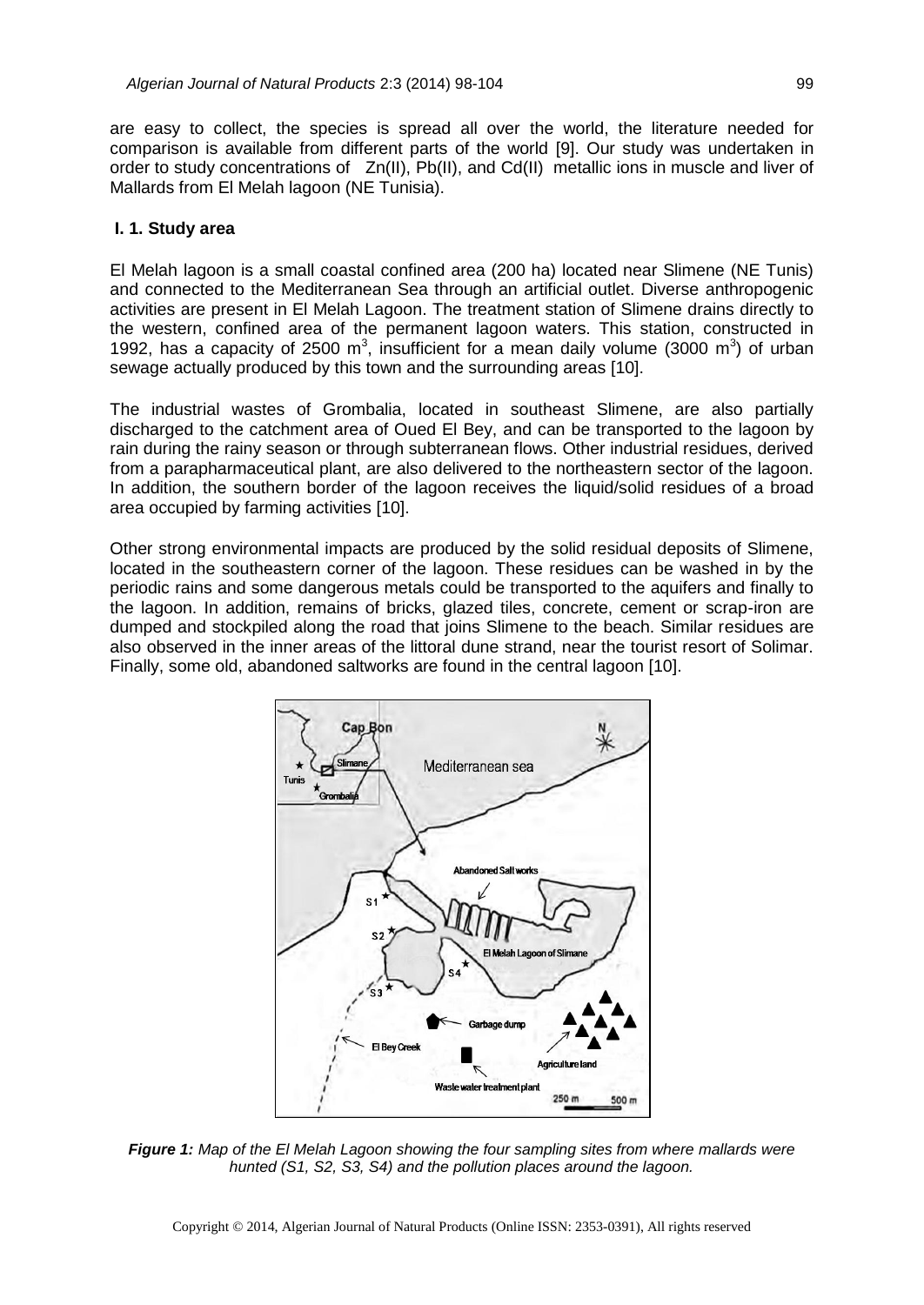are easy to collect, the species is spread all over the world, the literature needed for comparison is available from different parts of the world [9]. Our study was undertaken in order to study concentrations of Zn(II), Pb(II), and Cd(II) metallic ions in muscle and liver of Mallards from El Melah lagoon (NE Tunisia).

### I. 1. Study area

El Melah lagoon is a small coastal confined area (200 ha) located near Slimene (NE Tunis) and connected to the Mediterranean Sea through an artificial outlet. Diverse anthropogenic activities are present in El Melah Lagoon. The treatment station of Slimene drains directly to the western, confined area of the permanent lagoon waters. This station, constructed in 1992, has a capacity of 2500 $m^3$, insufficient for a mean daily volume (3000 $m^3$) of urban sewage actually produced by this town and the surrounding areas [10].

The industrial wastes of Grombalia, located in southeast Slimene, are also partially discharged to the catchment area of Oued El Bey, and can be transported to the lagoon by rain during the rainy season or through subterranean flows. Other industrial residues, derived from a parapharmaceutical plant, are also delivered to the northeastern sector of the lagoon. In addition, the southern border of the lagoon receives the liquid/solid residues of a broad area occupied by farming activities [10].

Other strong environmental impacts are produced by the solid residual deposits of Slimene, located in the southeastern corner of the lagoon. These residues can be washed in by the periodic rains and some dangerous metals could be transported to the aquifers and finally to the lagoon. In addition, remains of bricks, glazed tiles, concrete, cement or scrap-iron are dumped and stockpiled along the road that joins Slimene to the beach. Similar residues are also observed in the inner areas of the littoral dune strand, near the tourist resort of Solimar. Finally, some old, abandoned saltworks are found in the central lagoon [10].

***Figure 1:*** *Map of the El Melah Lagoon showing the four sampling sites from where mallards were hunted (S1, S2, S3, S4) and the pollution places around the lagoon.*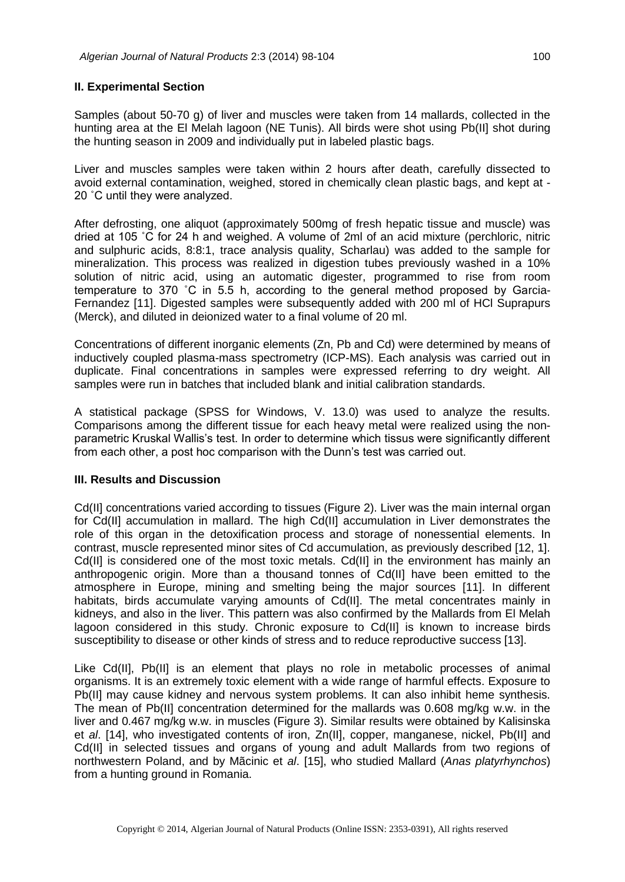## II. Experimental Section

Samples (about 50-70 g) of liver and muscles were taken from 14 mallards, collected in the hunting area at the El Melah lagoon (NE Tunis). All birds were shot using Pb(II] shot during the hunting season in 2009 and individually put in labeled plastic bags.

Liver and muscles samples were taken within 2 hours after death, carefully dissected to avoid external contamination, weighed, stored in chemically clean plastic bags, and kept at -20 ˚C until they were analyzed.

After defrosting, one aliquot (approximately 500mg of fresh hepatic tissue and muscle) was dried at 105 ˚C for 24 h and weighed. A volume of 2ml of an acid mixture (perchloric, nitric and sulphuric acids, 8:8:1, trace analysis quality, Scharlau) was added to the sample for mineralization. This process was realized in digestion tubes previously washed in a 10% solution of nitric acid, using an automatic digester, programmed to rise from room temperature to 370 ˚C in 5.5 h, according to the general method proposed by Garcia-Fernandez [11]. Digested samples were subsequently added with 200 ml of HCl Suprapurs (Merck), and diluted in deionized water to a final volume of 20 ml.

Concentrations of different inorganic elements (Zn, Pb and Cd) were determined by means of inductively coupled plasma-mass spectrometry (ICP-MS). Each analysis was carried out in duplicate. Final concentrations in samples were expressed referring to dry weight. All samples were run in batches that included blank and initial calibration standards.

A statistical package (SPSS for Windows, V. 13.0) was used to analyze the results. Comparisons among the different tissue for each heavy metal were realized using the non-parametric Kruskal Wallis's test. In order to determine which tissus were significantly different from each other, a post hoc comparison with the Dunn's test was carried out.

## III. Results and Discussion

Cd(II] concentrations varied according to tissues (Figure 2). Liver was the main internal organ for Cd(II] accumulation in mallard. The high Cd(II] accumulation in Liver demonstrates the role of this organ in the detoxification process and storage of nonessential elements. In contrast, muscle represented minor sites of Cd accumulation, as previously described [12, 1]. Cd(II] is considered one of the most toxic metals. Cd(II] in the environment has mainly an anthropogenic origin. More than a thousand tonnes of Cd(II] have been emitted to the atmosphere in Europe, mining and smelting being the major sources [11]. In different habitats, birds accumulate varying amounts of Cd(II]. The metal concentrates mainly in kidneys, and also in the liver. This pattern was also confirmed by the Mallards from El Melah lagoon considered in this study. Chronic exposure to Cd(II] is known to increase birds susceptibility to disease or other kinds of stress and to reduce reproductive success [13].

Like Cd(II], Pb(II] is an element that plays no role in metabolic processes of animal organisms. It is an extremely toxic element with a wide range of harmful effects. Exposure to Pb(II] may cause kidney and nervous system problems. It can also inhibit heme synthesis. The mean of Pb(II] concentration determined for the mallards was 0.608 mg/kg w.w. in the liver and 0.467 mg/kg w.w. in muscles (Figure 3). Similar results were obtained by Kalisinska et *al*. [14], who investigated contents of iron, Zn(II], copper, manganese, nickel, Pb(II] and Cd(II] in selected tissues and organs of young and adult Mallards from two regions of northwestern Poland, and by Măcinic et *al*. [15], who studied Mallard (*Anas platyrhynchos*) from a hunting ground in Romania.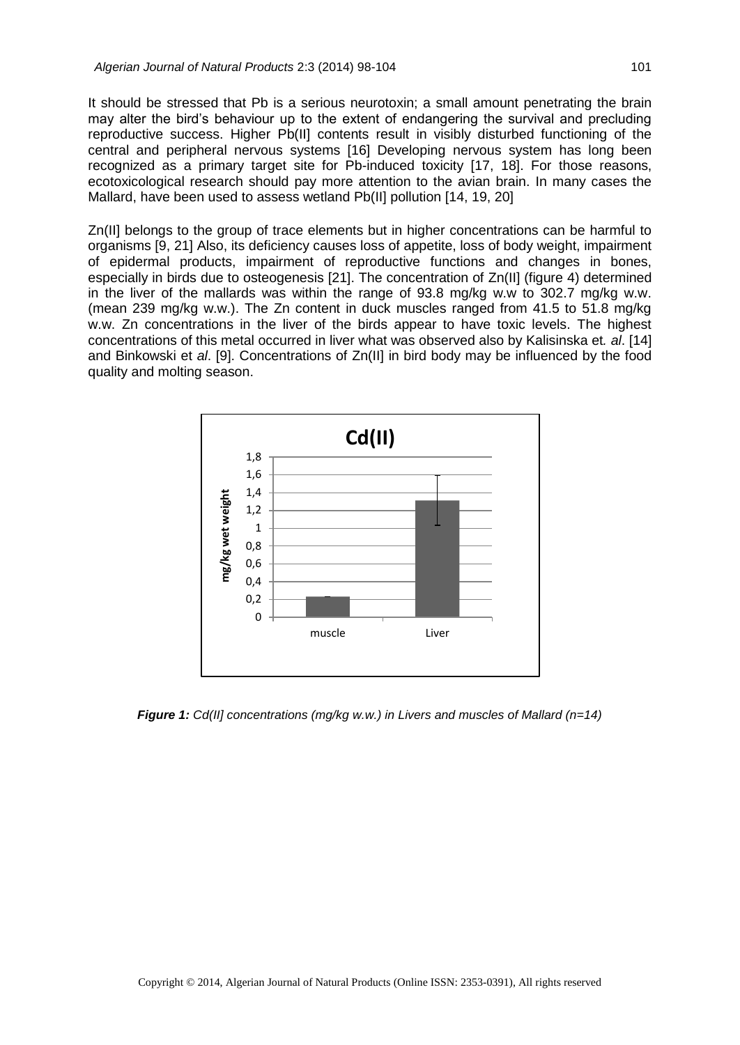It should be stressed that Pb is a serious neurotoxin; a small amount penetrating the brain may alter the bird's behaviour up to the extent of endangering the survival and precluding reproductive success. Higher Pb(II] contents result in visibly disturbed functioning of the central and peripheral nervous systems [16] Developing nervous system has long been recognized as a primary target site for Pb-induced toxicity [17, 18]. For those reasons, ecotoxicological research should pay more attention to the avian brain. In many cases the Mallard, have been used to assess wetland Pb(II] pollution [14, 19, 20]

Zn(II] belongs to the group of trace elements but in higher concentrations can be harmful to organisms [9, 21] Also, its deficiency causes loss of appetite, loss of body weight, impairment of epidermal products, impairment of reproductive functions and changes in bones, especially in birds due to osteogenesis [21]. The concentration of Zn(II] (figure 4) determined in the liver of the mallards was within the range of 93.8 mg/kg w.w to 302.7 mg/kg w.w. (mean 239 mg/kg w.w.). The Zn content in duck muscles ranged from 41.5 to 51.8 mg/kg w.w. Zn concentrations in the liver of the birds appear to have toxic levels. The highest concentrations of this metal occurred in liver what was observed also by Kalisinska et*.* *al*. [14] and Binkowski et *al*. [9]. Concentrations of Zn(II] in bird body may be influenced by the food quality and molting season.

***Figure 1:*** *Cd(II] concentrations (mg/kg w.w.) in Livers and muscles of Mallard (n=14)*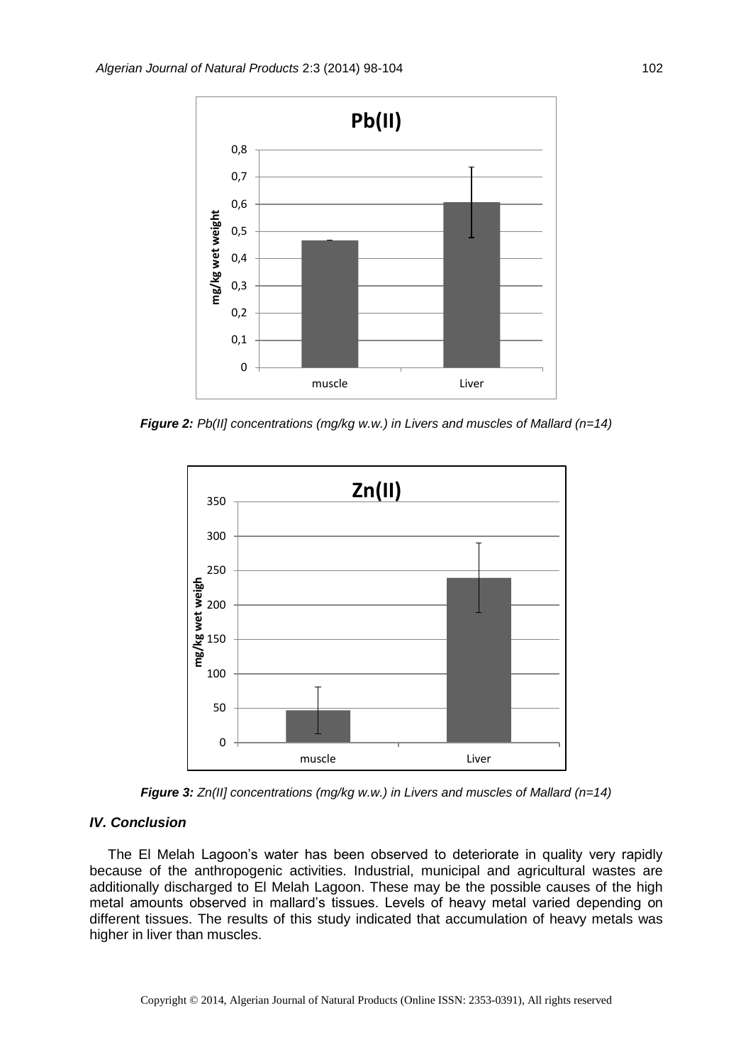*Figure 2: Pb(II] concentrations (mg/kg w.w.) in Livers and muscles of Mallard (n=14)*

*Figure 3: Zn(II] concentrations (mg/kg w.w.) in Livers and muscles of Mallard (n=14)*

### *IV. Conclusion*

The El Melah Lagoon's water has been observed to deteriorate in quality very rapidly because of the anthropogenic activities. Industrial, municipal and agricultural wastes are additionally discharged to El Melah Lagoon. These may be the possible causes of the high metal amounts observed in mallard's tissues. Levels of heavy metal varied depending on different tissues. The results of this study indicated that accumulation of heavy metals was higher in liver than muscles.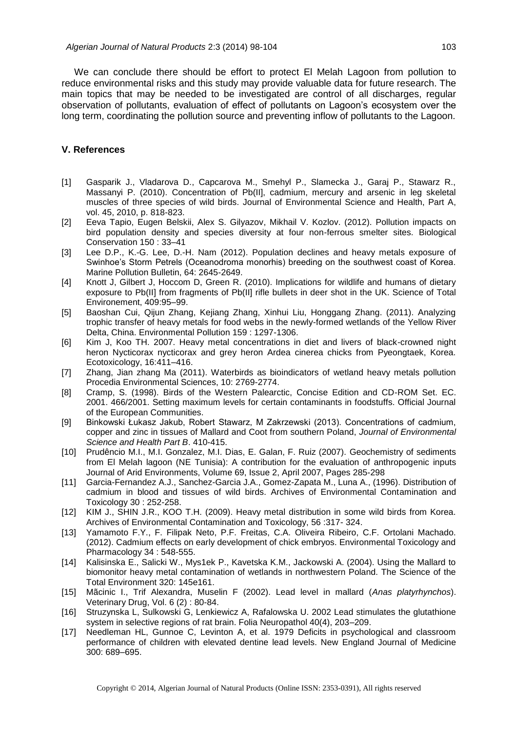We can conclude there should be effort to protect El Melah Lagoon from pollution to reduce environmental risks and this study may provide valuable data for future research. The main topics that may be needed to be investigated are control of all discharges, regular observation of pollutants, evaluation of effect of pollutants on Lagoon's ecosystem over the long term, coordinating the pollution source and preventing inflow of pollutants to the Lagoon.

## V. References

[1] Gasparik J., Vladarova D., Capcarova M., Smehyl P., Slamecka J., Garaj P., Stawarz R., Massanyi P. (2010). Concentration of Pb(II], cadmium, mercury and arsenic in leg skeletal muscles of three species of wild birds. Journal of Environmental Science and Health, Part A, vol. 45, 2010, p. 818-823.

[2] Eeva Tapio, Eugen Belskii, Alex S. Gilyazov, Mikhail V. Kozlov. (2012). Pollution impacts on bird population density and species diversity at four non-ferrous smelter sites. Biological Conservation 150 : 33–41

[3] Lee D.P., K.-G. Lee, D.-H. Nam (2012). Population declines and heavy metals exposure of Swinhoe's Storm Petrels (Oceanodroma monorhis) breeding on the southwest coast of Korea. Marine Pollution Bulletin, 64: 2645-2649.

[4] Knott J, Gilbert J, Hoccom D, Green R. (2010). Implications for wildlife and humans of dietary exposure to Pb(II] from fragments of Pb(II] rifle bullets in deer shot in the UK. Science of Total Environement, 409:95–99.

[5] Baoshan Cui, Qijun Zhang, Kejiang Zhang, Xinhui Liu, Honggang Zhang. (2011). Analyzing trophic transfer of heavy metals for food webs in the newly-formed wetlands of the Yellow River Delta, China. Environmental Pollution 159 : 1297-1306.

[6] Kim J, Koo TH. 2007. Heavy metal concentrations in diet and livers of black-crowned night heron Nycticorax nycticorax and grey heron Ardea cinerea chicks from Pyeongtaek, Korea. Ecotoxicology, 16:411–416.

[7] Zhang, Jian zhang Ma (2011). Waterbirds as bioindicators of wetland heavy metals pollution Procedia Environmental Sciences, 10: 2769-2774.

[8] Cramp, S. (1998). Birds of the Western Palearctic, Concise Edition and CD-ROM Set. EC. 2001. 466/2001. Setting maximum levels for certain contaminants in foodstuffs. Official Journal of the European Communities.

[9] Binkowski Łukasz Jakub, Robert Stawarz, M Zakrzewski (2013). Concentrations of cadmium, copper and zinc in tissues of Mallard and Coot from southern Poland, *Journal of Environmental Science and Health Part B*. 410-415.

[10] Prudêncio M.I., M.I. Gonzalez, M.I. Dias, E. Galan, F. Ruiz (2007). Geochemistry of sediments from El Melah lagoon (NE Tunisia): A contribution for the evaluation of anthropogenic inputs Journal of Arid Environments, Volume 69, Issue 2, April 2007, Pages 285-298

[11] Garcia-Fernandez A.J., Sanchez-Garcia J.A., Gomez-Zapata M., Luna A., (1996). Distribution of cadmium in blood and tissues of wild birds. Archives of Environmental Contamination and Toxicology 30 : 252-258.

[12] KIM J., SHIN J.R., KOO T.H. (2009). Heavy metal distribution in some wild birds from Korea. Archives of Environmental Contamination and Toxicology, 56 :317- 324.

[13] Yamamoto F.Y., F. Filipak Neto, P.F. Freitas, C.A. Oliveira Ribeiro, C.F. Ortolani Machado. (2012). Cadmium effects on early development of chick embryos. Environmental Toxicology and Pharmacology 34 : 548-555.

[14] Kalisinska E., Salicki W., Mys1ek P., Kavetska K.M., Jackowski A. (2004). Using the Mallard to biomonitor heavy metal contamination of wetlands in northwestern Poland. The Science of the Total Environment 320: 145e161.

[15] Mãcinic I., Trif Alexandra, Muselin F (2002). Lead level in mallard (*Anas platyrhynchos*). Veterinary Drug, Vol. 6 (2) : 80-84.

[16] Struzynska L, Sulkowski G, Lenkiewicz A, Rafalowska U. 2002 Lead stimulates the glutathione system in selective regions of rat brain. Folia Neuropathol 40(4), 203–209.

[17] Needleman HL, Gunnoe C, Levinton A, et al. 1979 Deficits in psychological and classroom performance of children with elevated dentine lead levels. New England Journal of Medicine 300: 689–695.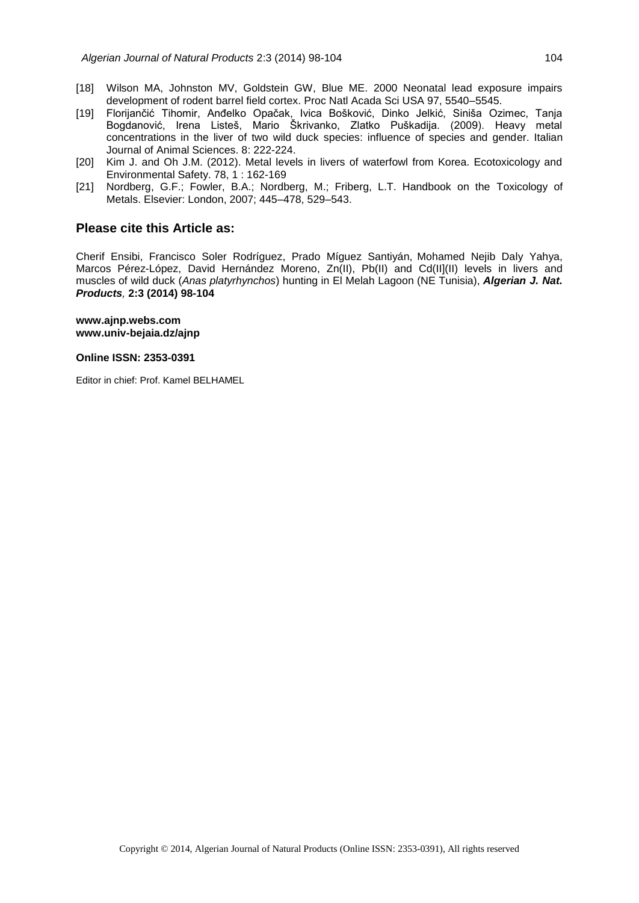[18] Wilson MA, Johnston MV, Goldstein GW, Blue ME. 2000 Neonatal lead exposure impairs development of rodent barrel field cortex. Proc Natl Acada Sci USA 97, 5540–5545.

[19] Florijančić Tihomir, Anđelko Opačak, Ivica Bošković, Dinko Jelkić, Siniša Ozimec, Tanja Bogdanović, Irena Listeš, Mario Škrivanko, Zlatko Puškadija. (2009). Heavy metal concentrations in the liver of two wild duck species: influence of species and gender. Italian Journal of Animal Sciences. 8: 222-224.

[20] Kim J. and Oh J.M. (2012). Metal levels in livers of waterfowl from Korea. Ecotoxicology and Environmental Safety. 78, 1 : 162-169

[21] Nordberg, G.F.; Fowler, B.A.; Nordberg, M.; Friberg, L.T. Handbook on the Toxicology of Metals. Elsevier: London, 2007; 445–478, 529–543.

### Please cite this Article as:

Cherif Ensibi, Francisco Soler Rodríguez, Prado Míguez Santiyán, Mohamed Nejib Daly Yahya, Marcos Pérez-López, David Hernández Moreno, Zn(II), Pb(II) and Cd(II](II) levels in livers and muscles of wild duck (*Anas platyrhynchos*) hunting in El Melah Lagoon (NE Tunisia), ***Algerian J. Nat. Products*, 2:3 (2014) 98-104**

**www.ajnp.webs.com**
**www.univ-bejaia.dz/ajnp**

**Online ISSN: 2353-0391**

Editor in chief: Prof. Kamel BELHAMEL